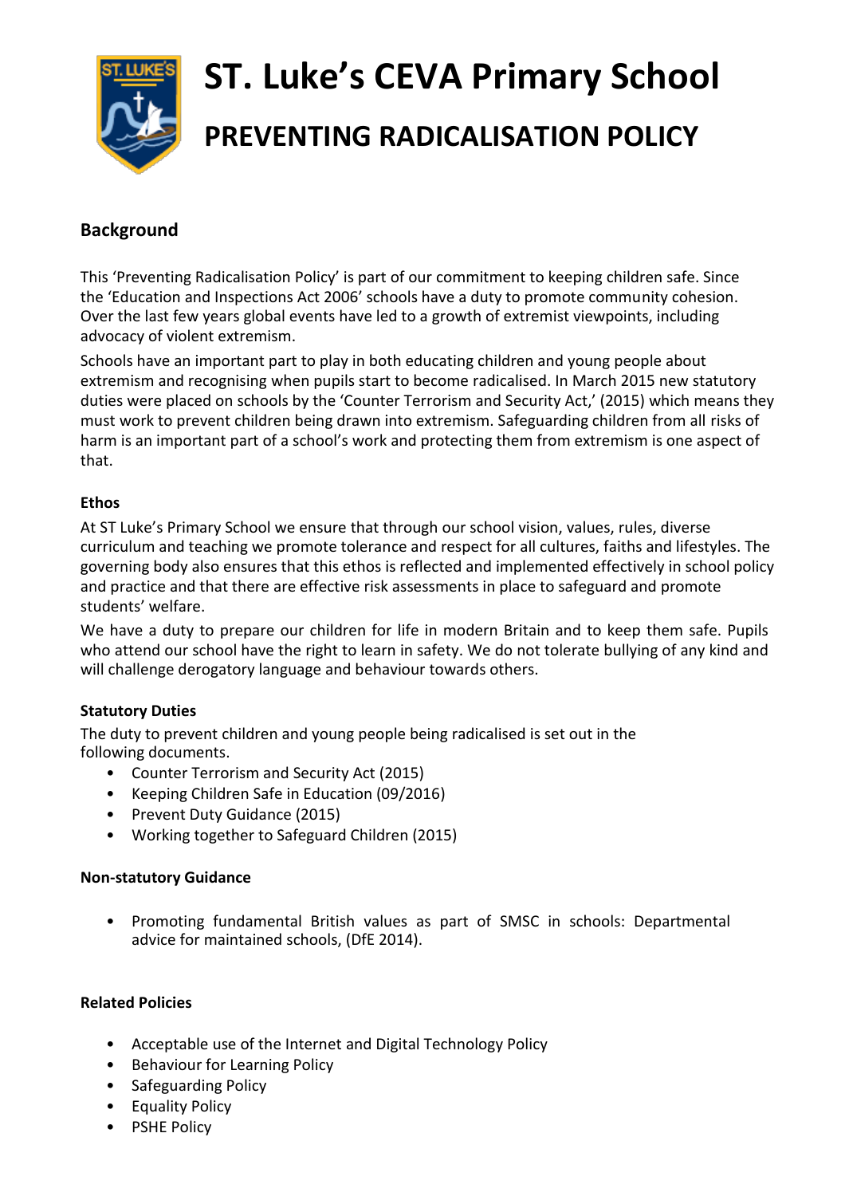# ST. Luke's CEVA Primary School

## PREVENTING RADICALISATION POLICY

### Background

This 'Preventing Radicalisation Policy' is part of our commitment to keeping children safe. Since the 'Education and Inspections Act 2006' schools have a duty to promote community cohesion. Over the last few years global events have led to a growth of extremist viewpoints, including advocacy of violent extremism.

Schools have an important part to play in both educating children and young people about extremism and recognising when pupils start to become radicalised. In March 2015 new statutory duties were placed on schools by the 'Counter Terrorism and Security Act,' (2015) which means they must work to prevent children being drawn into extremism. Safeguarding children from all risks of harm is an important part of a school's work and protecting them from extremism is one aspect of that.

**Ethos**

At ST Luke's Primary School we ensure that through our school vision, values, rules, diverse curriculum and teaching we promote tolerance and respect for all cultures, faiths and lifestyles. The governing body also ensures that this ethos is reflected and implemented effectively in school policy and practice and that there are effective risk assessments in place to safeguard and promote students' welfare.

We have a duty to prepare our children for life in modern Britain and to keep them safe. Pupils who attend our school have the right to learn in safety. We do not tolerate bullying of any kind and will challenge derogatory language and behaviour towards others.

**Statutory Duties**

The duty to prevent children and young people being radicalised is set out in the following documents.

- Counter Terrorism and Security Act (2015)
- Keeping Children Safe in Education (09/2016)
- Prevent Duty Guidance (2015)
- Working together to Safeguard Children (2015)

**Non-statutory Guidance**

- Promoting fundamental British values as part of SMSC in schools: Departmental advice for maintained schools, (DfE 2014).

**Related Policies**

- Acceptable use of the Internet and Digital Technology Policy
- Behaviour for Learning Policy
- Safeguarding Policy
- Equality Policy
- PSHE Policy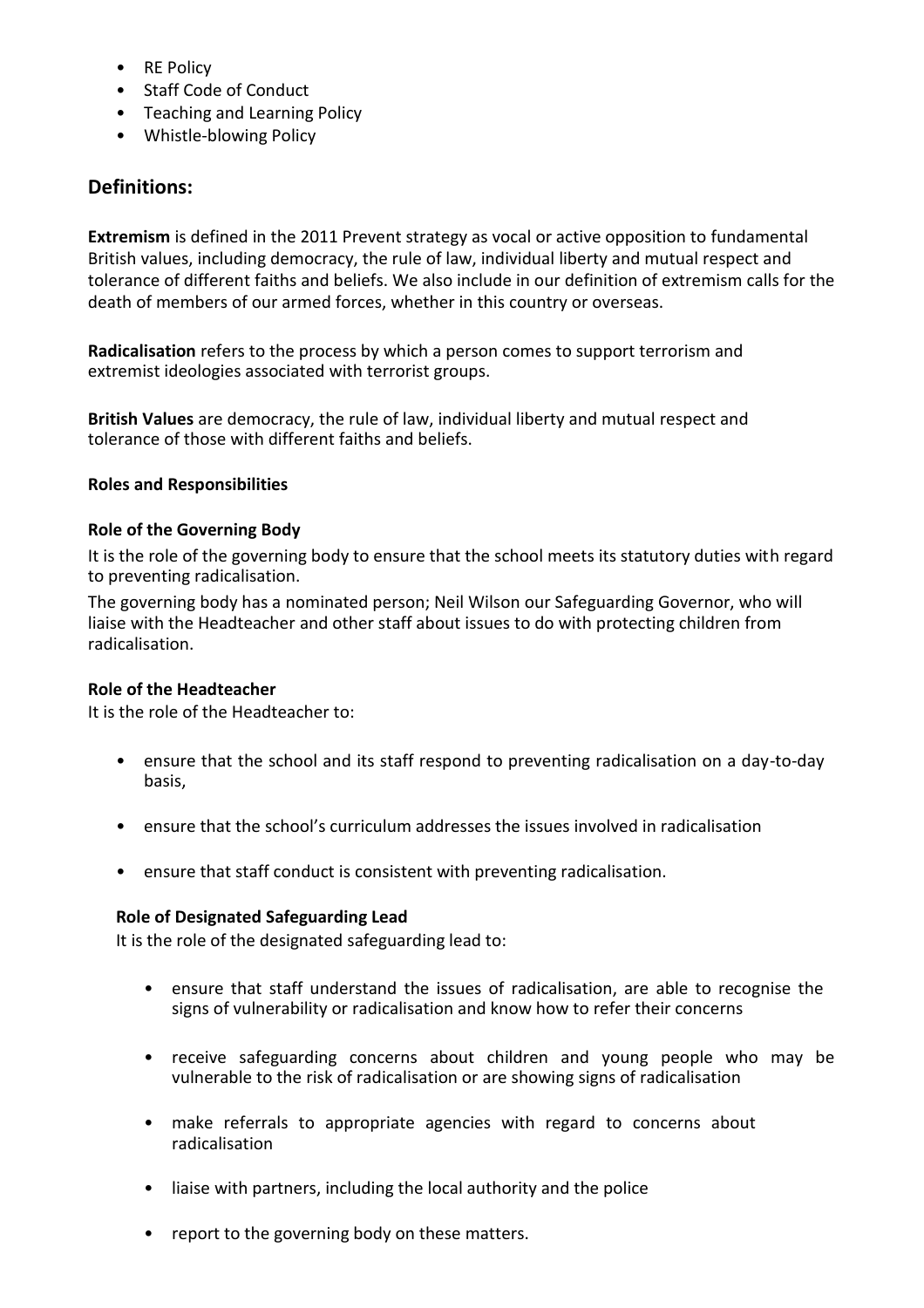- RE Policy
- Staff Code of Conduct
- Teaching and Learning Policy
- Whistle-blowing Policy

## Definitions:

**Extremism** is defined in the 2011 Prevent strategy as vocal or active opposition to fundamental British values, including democracy, the rule of law, individual liberty and mutual respect and tolerance of different faiths and beliefs. We also include in our definition of extremism calls for the death of members of our armed forces, whether in this country or overseas.

**Radicalisation** refers to the process by which a person comes to support terrorism and extremist ideologies associated with terrorist groups.

**British Values** are democracy, the rule of law, individual liberty and mutual respect and tolerance of those with different faiths and beliefs.

### Roles and Responsibilities

#### Role of the Governing Body

It is the role of the governing body to ensure that the school meets its statutory duties with regard to preventing radicalisation.

The governing body has a nominated person; Neil Wilson our Safeguarding Governor, who will liaise with the Headteacher and other staff about issues to do with protecting children from radicalisation.

#### Role of the Headteacher

It is the role of the Headteacher to:

- ensure that the school and its staff respond to preventing radicalisation on a day-to-day basis,
- ensure that the school's curriculum addresses the issues involved in radicalisation
- ensure that staff conduct is consistent with preventing radicalisation.

#### Role of Designated Safeguarding Lead

It is the role of the designated safeguarding lead to:

- ensure that staff understand the issues of radicalisation, are able to recognise the signs of vulnerability or radicalisation and know how to refer their concerns
- receive safeguarding concerns about children and young people who may be vulnerable to the risk of radicalisation or are showing signs of radicalisation
- make referrals to appropriate agencies with regard to concerns about radicalisation
- liaise with partners, including the local authority and the police
- report to the governing body on these matters.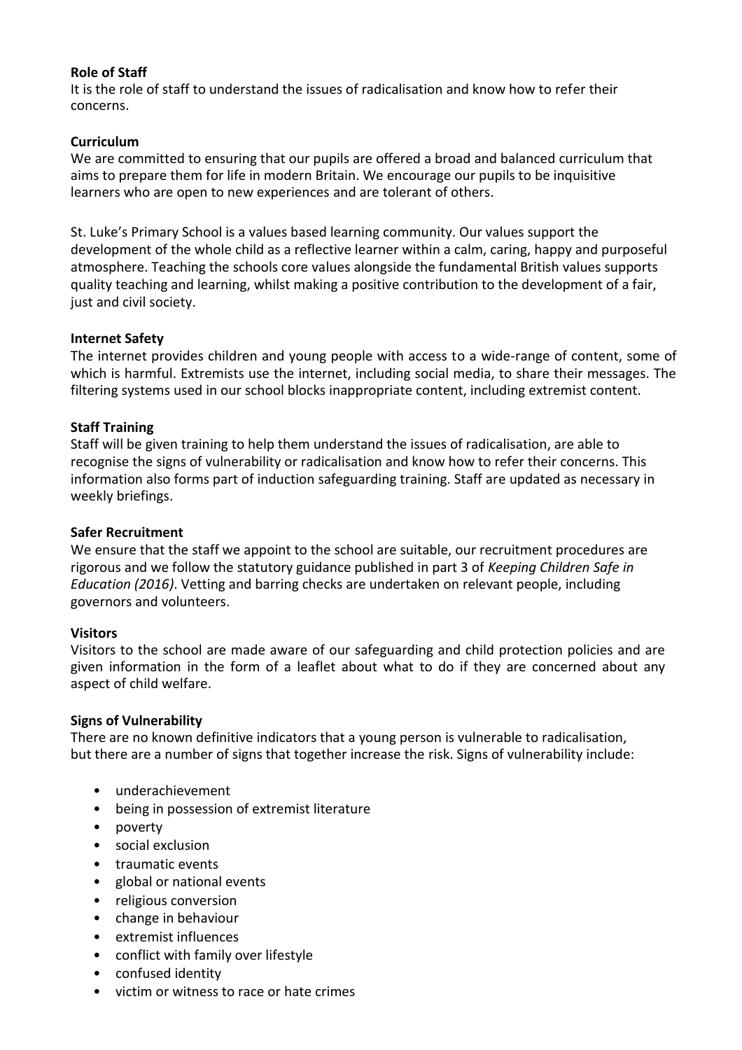**Role of Staff**

It is the role of staff to understand the issues of radicalisation and know how to refer their concerns.

**Curriculum**

We are committed to ensuring that our pupils are offered a broad and balanced curriculum that aims to prepare them for life in modern Britain. We encourage our pupils to be inquisitive learners who are open to new experiences and are tolerant of others.

St. Luke's Primary School is a values based learning community. Our values support the development of the whole child as a reflective learner within a calm, caring, happy and purposeful atmosphere. Teaching the schools core values alongside the fundamental British values supports quality teaching and learning, whilst making a positive contribution to the development of a fair, just and civil society.

**Internet Safety**

The internet provides children and young people with access to a wide-range of content, some of which is harmful. Extremists use the internet, including social media, to share their messages. The filtering systems used in our school blocks inappropriate content, including extremist content.

**Staff Training**

Staff will be given training to help them understand the issues of radicalisation, are able to recognise the signs of vulnerability or radicalisation and know how to refer their concerns. This information also forms part of induction safeguarding training. Staff are updated as necessary in weekly briefings.

**Safer Recruitment**

We ensure that the staff we appoint to the school are suitable, our recruitment procedures are rigorous and we follow the statutory guidance published in part 3 of *Keeping Children Safe in Education (2016)*. Vetting and barring checks are undertaken on relevant people, including governors and volunteers.

**Visitors**

Visitors to the school are made aware of our safeguarding and child protection policies and are given information in the form of a leaflet about what to do if they are concerned about any aspect of child welfare.

**Signs of Vulnerability**

There are no known definitive indicators that a young person is vulnerable to radicalisation, but there are a number of signs that together increase the risk. Signs of vulnerability include:

- underachievement
- being in possession of extremist literature
- poverty
- social exclusion
- traumatic events
- global or national events
- religious conversion
- change in behaviour
- extremist influences
- conflict with family over lifestyle
- confused identity
- victim or witness to race or hate crimes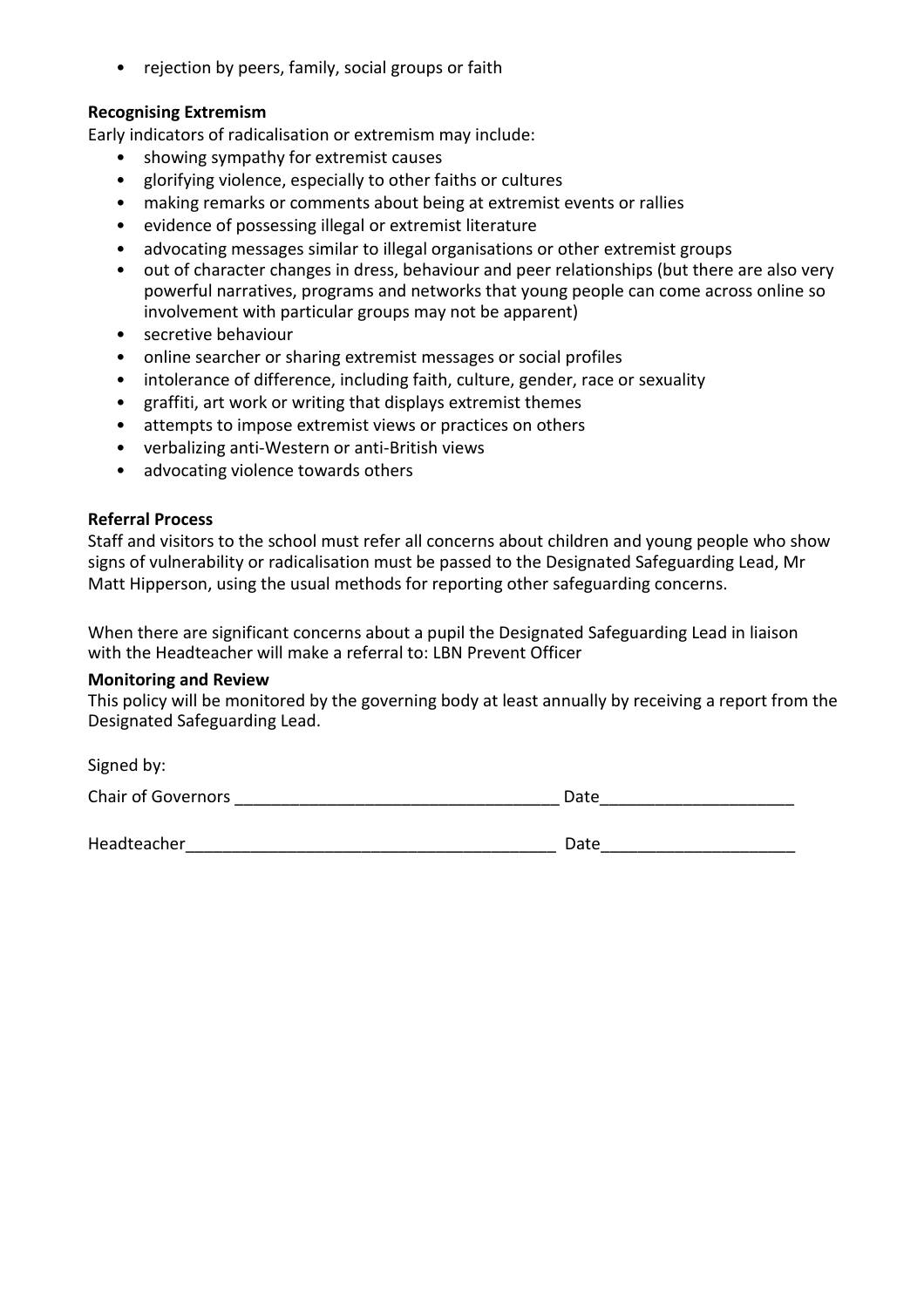- rejection by peers, family, social groups or faith

**Recognising Extremism**

Early indicators of radicalisation or extremism may include:

- showing sympathy for extremist causes
- glorifying violence, especially to other faiths or cultures
- making remarks or comments about being at extremist events or rallies
- evidence of possessing illegal or extremist literature
- advocating messages similar to illegal organisations or other extremist groups
- out of character changes in dress, behaviour and peer relationships (but there are also very powerful narratives, programs and networks that young people can come across online so involvement with particular groups may not be apparent)
- secretive behaviour
- online searcher or sharing extremist messages or social profiles
- intolerance of difference, including faith, culture, gender, race or sexuality
- graffiti, art work or writing that displays extremist themes
- attempts to impose extremist views or practices on others
- verbalizing anti-Western or anti-British views
- advocating violence towards others

**Referral Process**

Staff and visitors to the school must refer all concerns about children and young people who show signs of vulnerability or radicalisation must be passed to the Designated Safeguarding Lead, Mr Matt Hipperson, using the usual methods for reporting other safeguarding concerns.

When there are significant concerns about a pupil the Designated Safeguarding Lead in liaison with the Headteacher will make a referral to: LBN Prevent Officer

**Monitoring and Review**

This policy will be monitored by the governing body at least annually by receiving a report from the Designated Safeguarding Lead.

Signed by:

Chair of Governors ___________________________________ Date_____________________

Headteacher________________________________________ Date_____________________